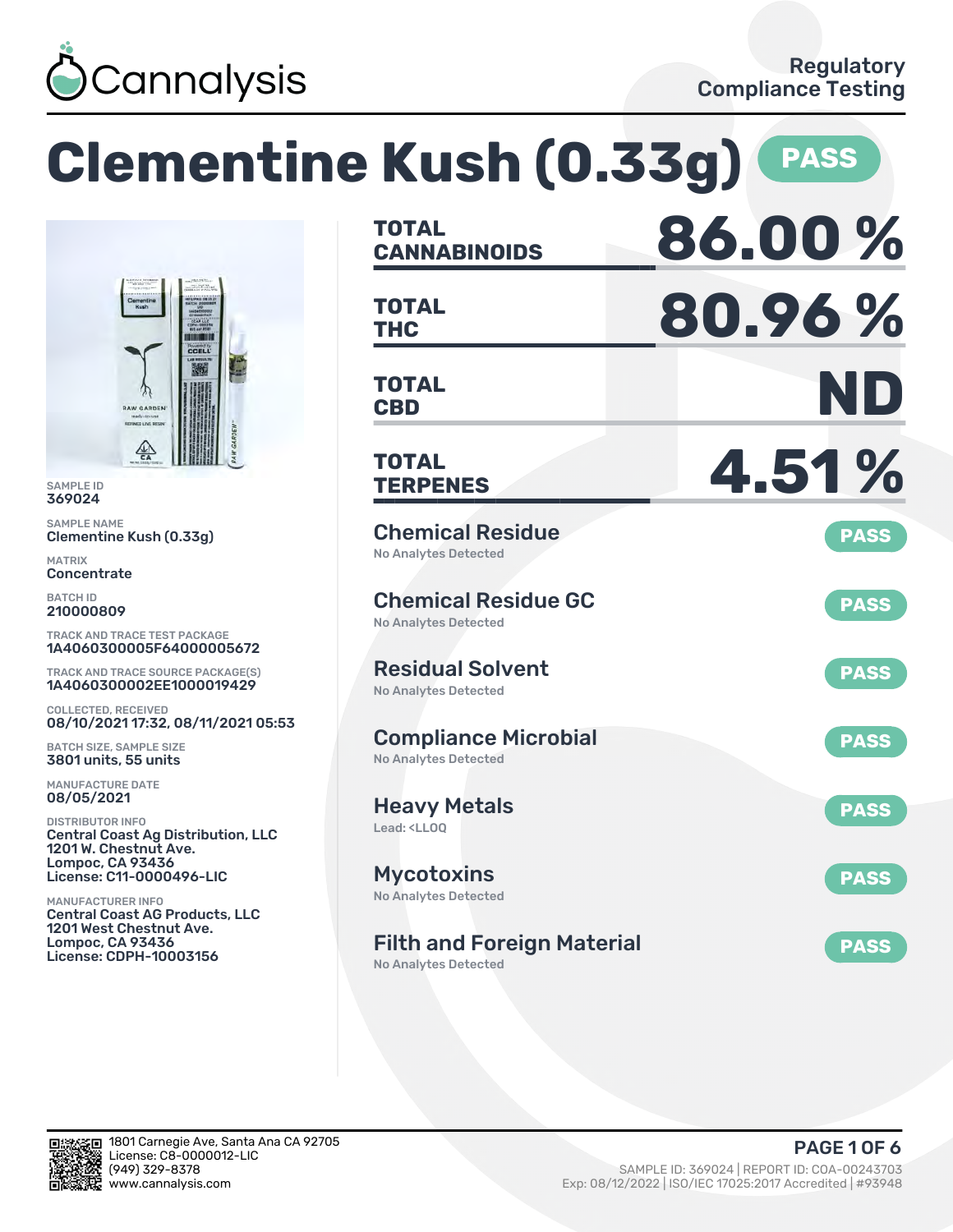Cannalysis

Regulatory Compliance Testing

# Clementine Kush (0.33g) PASS

SAMPLE ID
369024

SAMPLE NAME
Clementine Kush (0.33g)

MATRIX
Concentrate

BATCH ID
210000809

TRACK AND TRACE TEST PACKAGE
1A4060300005F64000005672

TRACK AND TRACE SOURCE PACKAGE(S)
1A4060300002EE1000019429

COLLECTED, RECEIVED
08/10/2021 17:32, 08/11/2021 05:53

BATCH SIZE, SAMPLE SIZE
3801 units, 55 units

MANUFACTURE DATE
08/05/2021

DISTRIBUTOR INFO
Central Coast Ag Distribution, LLC
1201 W. Chestnut Ave.
Lompoc, CA 93436
License: C11-0000496-LIC

MANUFACTURER INFO
Central Coast AG Products, LLC
1201 West Chestnut Ave.
Lompoc, CA 93436
License: CDPH-10003156

| | |
|---|---|
| **TOTAL CANNABINOIDS** | **86.00 %** |
| **TOTAL THC** | **80.96 %** |
| **TOTAL CBD** | **ND** |
| **TOTAL TERPENES** | **4.51 %** |

| Test | Result | Status |
|---|---|---|
| Chemical Residue | No Analytes Detected | PASS |
| Chemical Residue GC | No Analytes Detected | PASS |
| Residual Solvent | No Analytes Detected | PASS |
| Compliance Microbial | No Analytes Detected | PASS |
| Heavy Metals | Lead: <LLOQ | PASS |
| Mycotoxins | No Analytes Detected | PASS |
| Filth and Foreign Material | No Analytes Detected | PASS |

1801 Carnegie Ave, Santa Ana CA 92705
License: C8-0000012-LIC
(949) 329-8378
www.cannalysis.com

SAMPLE ID: 369024 | REPORT ID: COA-00243703
Exp: 08/12/2022 | ISO/IEC 17025:2017 Accredited | #93948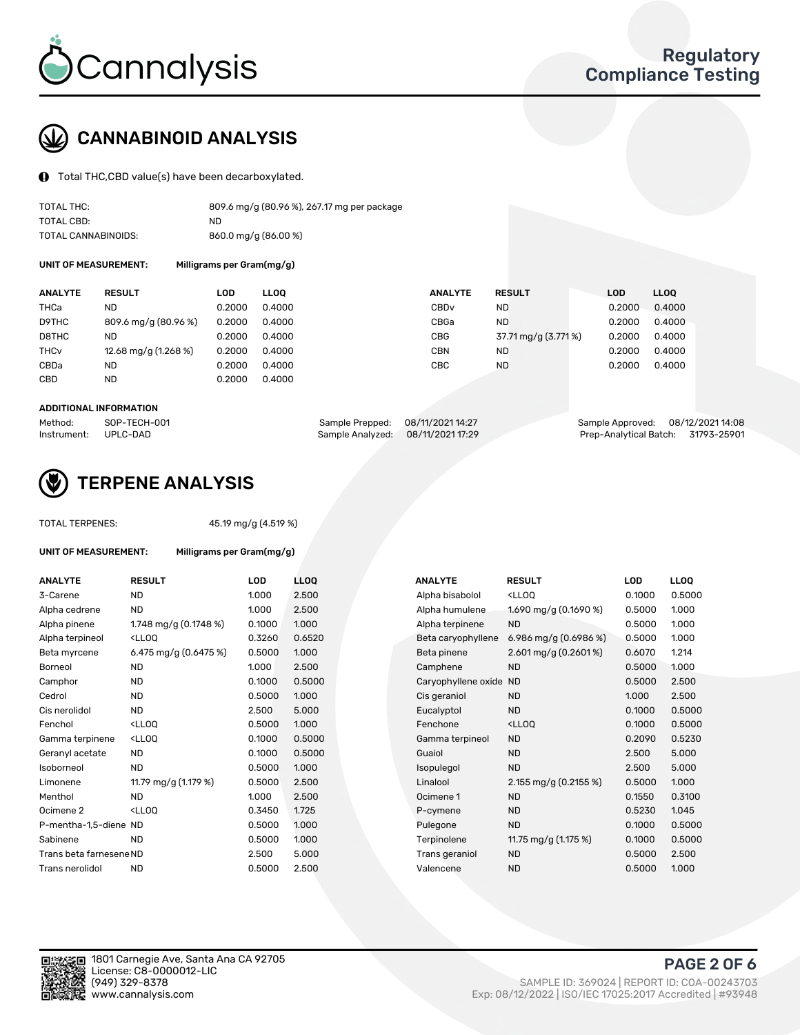# CANNABINOID ANALYSIS

Total THC,CBD value(s) have been decarboxylated.

| | |
|---|---|
| TOTAL THC: | 809.6 mg/g (80.96 %), 267.17 mg per package |
| TOTAL CBD: | ND |
| TOTAL CANNABINOIDS: | 860.0 mg/g (86.00 %) |

**UNIT OF MEASUREMENT:** Milligrams per Gram(mg/g)

| ANALYTE | RESULT | LOD | LLOQ | ANALYTE | RESULT | LOD | LLOQ |
|---|---|---|---|---|---|---|---|
| THCa | ND | 0.2000 | 0.4000 | CBDv | ND | 0.2000 | 0.4000 |
| D9THC | 809.6 mg/g (80.96 %) | 0.2000 | 0.4000 | CBGa | ND | 0.2000 | 0.4000 |
| D8THC | ND | 0.2000 | 0.4000 | CBG | 37.71 mg/g (3.771 %) | 0.2000 | 0.4000 |
| THCv | 12.68 mg/g (1.268 %) | 0.2000 | 0.4000 | CBN | ND | 0.2000 | 0.4000 |
| CBDa | ND | 0.2000 | 0.4000 | CBC | ND | 0.2000 | 0.4000 |
| CBD | ND | 0.2000 | 0.4000 | | | | |

**ADDITIONAL INFORMATION**

| | | | | | |
|---|---|---|---|---|---|
| Method: | SOP-TECH-001 | Sample Prepped: | 08/11/2021 14:27 | Sample Approved: | 08/12/2021 14:08 |
| Instrument: | UPLC-DAD | Sample Analyzed: | 08/11/2021 17:29 | Prep-Analytical Batch: | 31793-25901 |

# TERPENE ANALYSIS

TOTAL TERPENES: 45.19 mg/g (4.519 %)

**UNIT OF MEASUREMENT:** Milligrams per Gram(mg/g)

| ANALYTE | RESULT | LOD | LLOQ | ANALYTE | RESULT | LOD | LLOQ |
|---|---|---|---|---|---|---|---|
| 3-Carene | ND | 1.000 | 2.500 | Alpha bisabolol | <LLOQ | 0.1000 | 0.5000 |
| Alpha cedrene | ND | 1.000 | 2.500 | Alpha humulene | 1.690 mg/g (0.1690 %) | 0.5000 | 1.000 |
| Alpha pinene | 1.748 mg/g (0.1748 %) | 0.1000 | 1.000 | Alpha terpinene | ND | 0.5000 | 1.000 |
| Alpha terpineol | <LLOQ | 0.3260 | 0.6520 | Beta caryophyllene | 6.986 mg/g (0.6986 %) | 0.5000 | 1.000 |
| Beta myrcene | 6.475 mg/g (0.6475 %) | 0.5000 | 1.000 | Beta pinene | 2.601 mg/g (0.2601 %) | 0.6070 | 1.214 |
| Borneol | ND | 1.000 | 2.500 | Camphene | ND | 0.5000 | 1.000 |
| Camphor | ND | 0.1000 | 0.5000 | Caryophyllene oxide | ND | 0.5000 | 2.500 |
| Cedrol | ND | 0.5000 | 1.000 | Cis geraniol | ND | 1.000 | 2.500 |
| Cis nerolidol | ND | 2.500 | 5.000 | Eucalyptol | ND | 0.1000 | 0.5000 |
| Fenchol | <LLOQ | 0.5000 | 1.000 | Fenchone | <LLOQ | 0.1000 | 0.5000 |
| Gamma terpinene | <LLOQ | 0.1000 | 0.5000 | Gamma terpineol | ND | 0.2090 | 0.5230 |
| Geranyl acetate | ND | 0.1000 | 0.5000 | Guaiol | ND | 2.500 | 5.000 |
| Isoborneol | ND | 0.5000 | 1.000 | Isopulegol | ND | 2.500 | 5.000 |
| Limonene | 11.79 mg/g (1.179 %) | 0.5000 | 2.500 | Linalool | 2.155 mg/g (0.2155 %) | 0.5000 | 1.000 |
| Menthol | ND | 1.000 | 2.500 | Ocimene 1 | ND | 0.1550 | 0.3100 |
| Ocimene 2 | <LLOQ | 0.3450 | 1.725 | P-cymene | ND | 0.5230 | 1.045 |
| P-mentha-1,5-diene | ND | 0.5000 | 1.000 | Pulegone | ND | 0.1000 | 0.5000 |
| Sabinene | ND | 0.5000 | 1.000 | Terpinolene | 11.75 mg/g (1.175 %) | 0.1000 | 0.5000 |
| Trans beta farnesene | ND | 2.500 | 5.000 | Trans geraniol | ND | 0.5000 | 2.500 |
| Trans nerolidol | ND | 0.5000 | 2.500 | Valencene | ND | 0.5000 | 1.000 |

1801 Carnegie Ave, Santa Ana CA 92705
License: C8-0000012-LIC
(949) 329-8378
www.cannalysis.com

SAMPLE ID: 369024 | REPORT ID: COA-00243703
Exp: 08/12/2022 | ISO/IEC 17025:2017 Accredited | #93948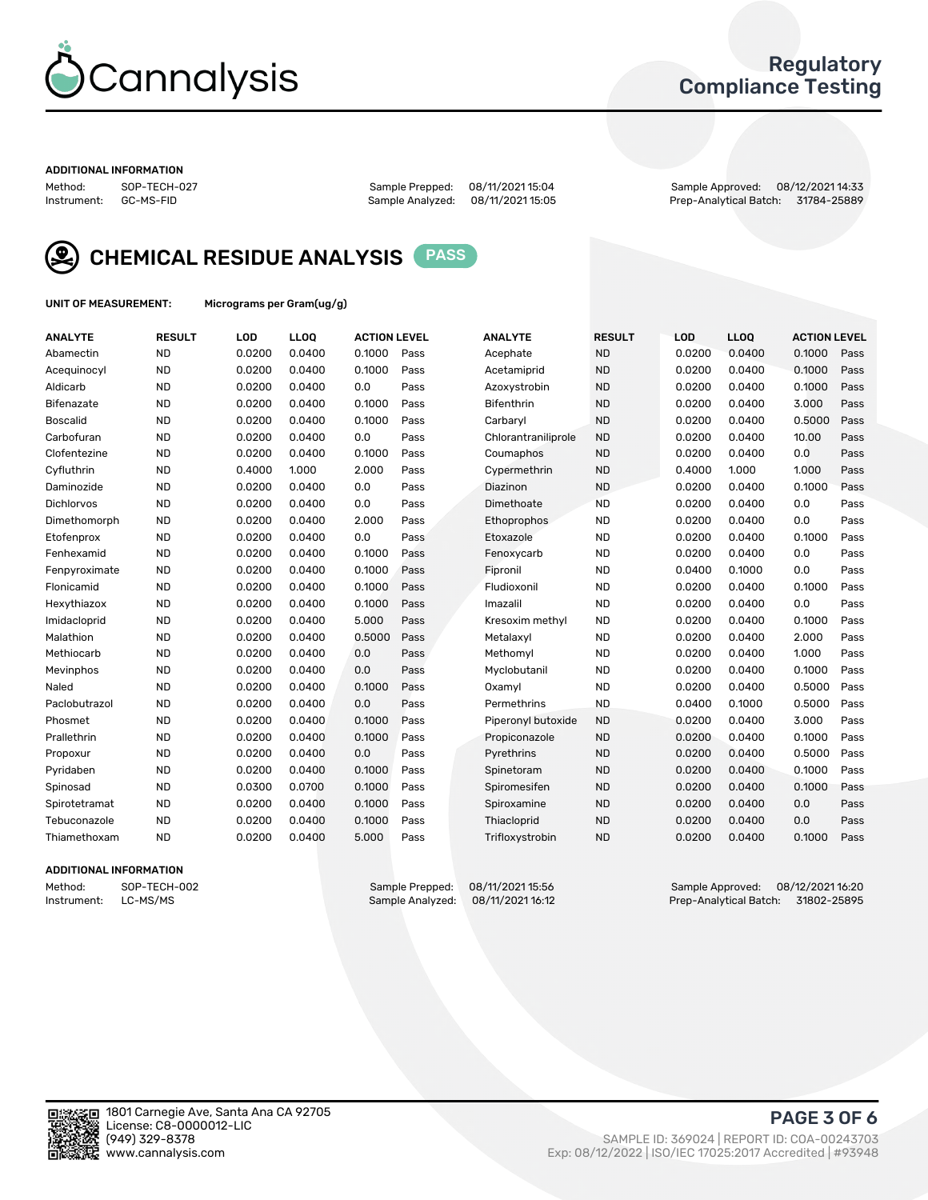# Regulatory Compliance Testing

## ADDITIONAL INFORMATION

Method: SOP-TECH-027
Instrument: GC-MS-FID

Sample Prepped: 08/11/2021 15:04
Sample Analyzed: 08/11/2021 15:05

Sample Approved: 08/12/2021 14:33
Prep-Analytical Batch: 31784-25889

## CHEMICAL RESIDUE ANALYSIS PASS

UNIT OF MEASUREMENT: Micrograms per Gram(ug/g)

| ANALYTE | RESULT | LOD | LLOQ | ACTION LEVEL | | ANALYTE | RESULT | LOD | LLOQ | ACTION LEVEL | |
|---|---|---|---|---|---|---|---|---|---|---|---|
| Abamectin | ND | 0.0200 | 0.0400 | 0.1000 | Pass | Acephate | ND | 0.0200 | 0.0400 | 0.1000 | Pass |
| Acequinocyl | ND | 0.0200 | 0.0400 | 0.1000 | Pass | Acetamiprid | ND | 0.0200 | 0.0400 | 0.1000 | Pass |
| Aldicarb | ND | 0.0200 | 0.0400 | 0.0 | Pass | Azoxystrobin | ND | 0.0200 | 0.0400 | 0.1000 | Pass |
| Bifenazate | ND | 0.0200 | 0.0400 | 0.1000 | Pass | Bifenthrin | ND | 0.0200 | 0.0400 | 3.000 | Pass |
| Boscalid | ND | 0.0200 | 0.0400 | 0.1000 | Pass | Carbaryl | ND | 0.0200 | 0.0400 | 0.5000 | Pass |
| Carbofuran | ND | 0.0200 | 0.0400 | 0.0 | Pass | Chlorantraniliprole | ND | 0.0200 | 0.0400 | 10.00 | Pass |
| Clofentezine | ND | 0.0200 | 0.0400 | 0.1000 | Pass | Coumaphos | ND | 0.0200 | 0.0400 | 0.0 | Pass |
| Cyfluthrin | ND | 0.4000 | 1.000 | 2.000 | Pass | Cypermethrin | ND | 0.4000 | 1.000 | 1.000 | Pass |
| Daminozide | ND | 0.0200 | 0.0400 | 0.0 | Pass | Diazinon | ND | 0.0200 | 0.0400 | 0.1000 | Pass |
| Dichlorvos | ND | 0.0200 | 0.0400 | 0.0 | Pass | Dimethoate | ND | 0.0200 | 0.0400 | 0.0 | Pass |
| Dimethomorph | ND | 0.0200 | 0.0400 | 2.000 | Pass | Ethoprophos | ND | 0.0200 | 0.0400 | 0.0 | Pass |
| Etofenprox | ND | 0.0200 | 0.0400 | 0.0 | Pass | Etoxazole | ND | 0.0200 | 0.0400 | 0.1000 | Pass |
| Fenhexamid | ND | 0.0200 | 0.0400 | 0.1000 | Pass | Fenoxycarb | ND | 0.0200 | 0.0400 | 0.0 | Pass |
| Fenpyroximate | ND | 0.0200 | 0.0400 | 0.1000 | Pass | Fipronil | ND | 0.0400 | 0.1000 | 0.0 | Pass |
| Flonicamid | ND | 0.0200 | 0.0400 | 0.1000 | Pass | Fludioxonil | ND | 0.0200 | 0.0400 | 0.1000 | Pass |
| Hexythiazox | ND | 0.0200 | 0.0400 | 0.1000 | Pass | Imazalil | ND | 0.0200 | 0.0400 | 0.0 | Pass |
| Imidacloprid | ND | 0.0200 | 0.0400 | 5.000 | Pass | Kresoxim methyl | ND | 0.0200 | 0.0400 | 0.1000 | Pass |
| Malathion | ND | 0.0200 | 0.0400 | 0.5000 | Pass | Metalaxyl | ND | 0.0200 | 0.0400 | 2.000 | Pass |
| Methiocarb | ND | 0.0200 | 0.0400 | 0.0 | Pass | Methomyl | ND | 0.0200 | 0.0400 | 1.000 | Pass |
| Mevinphos | ND | 0.0200 | 0.0400 | 0.0 | Pass | Myclobutanil | ND | 0.0200 | 0.0400 | 0.1000 | Pass |
| Naled | ND | 0.0200 | 0.0400 | 0.1000 | Pass | Oxamyl | ND | 0.0200 | 0.0400 | 0.5000 | Pass |
| Paclobutrazol | ND | 0.0200 | 0.0400 | 0.0 | Pass | Permethrins | ND | 0.0400 | 0.1000 | 0.5000 | Pass |
| Phosmet | ND | 0.0200 | 0.0400 | 0.1000 | Pass | Piperonyl butoxide | ND | 0.0200 | 0.0400 | 3.000 | Pass |
| Prallethrin | ND | 0.0200 | 0.0400 | 0.1000 | Pass | Propiconazole | ND | 0.0200 | 0.0400 | 0.1000 | Pass |
| Propoxur | ND | 0.0200 | 0.0400 | 0.0 | Pass | Pyrethrins | ND | 0.0200 | 0.0400 | 0.5000 | Pass |
| Pyridaben | ND | 0.0200 | 0.0400 | 0.1000 | Pass | Spinetoram | ND | 0.0200 | 0.0400 | 0.1000 | Pass |
| Spinosad | ND | 0.0300 | 0.0700 | 0.1000 | Pass | Spiromesifen | ND | 0.0200 | 0.0400 | 0.1000 | Pass |
| Spirotetramat | ND | 0.0200 | 0.0400 | 0.1000 | Pass | Spiroxamine | ND | 0.0200 | 0.0400 | 0.0 | Pass |
| Tebuconazole | ND | 0.0200 | 0.0400 | 0.1000 | Pass | Thiacloprid | ND | 0.0200 | 0.0400 | 0.0 | Pass |
| Thiamethoxam | ND | 0.0200 | 0.0400 | 5.000 | Pass | Trifloxystrobin | ND | 0.0200 | 0.0400 | 0.1000 | Pass |

## ADDITIONAL INFORMATION

Method: SOP-TECH-002
Instrument: LC-MS/MS

Sample Prepped: 08/11/2021 15:56
Sample Analyzed: 08/11/2021 16:12

Sample Approved: 08/12/2021 16:20
Prep-Analytical Batch: 31802-25895

1801 Carnegie Ave, Santa Ana CA 92705
License: C8-0000012-LIC
(949) 329-8378
www.cannalysis.com

SAMPLE ID: 369024 | REPORT ID: COA-00243703
Exp: 08/12/2022 | ISO/IEC 17025:2017 Accredited | #93948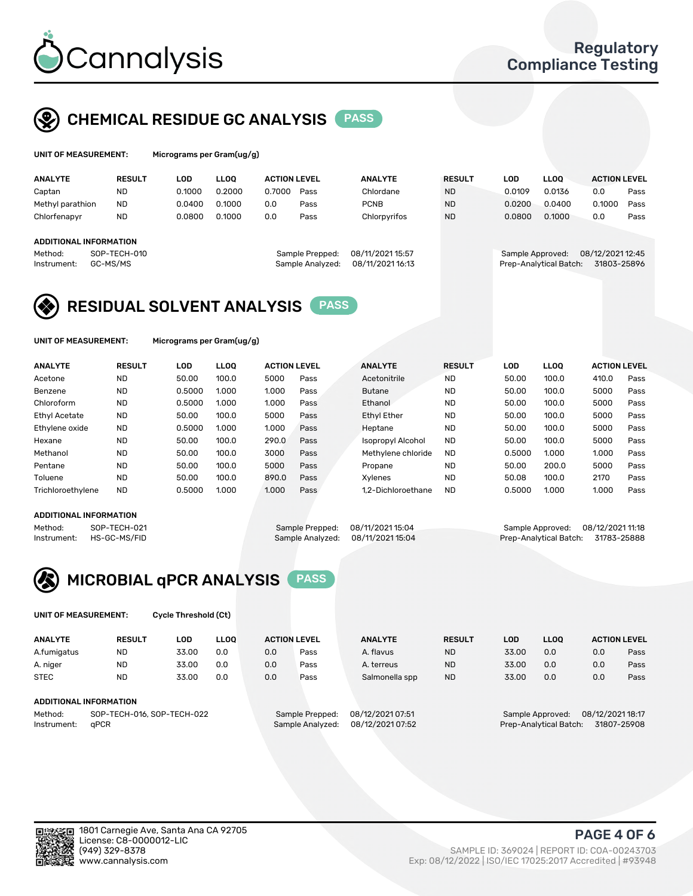# Cannalysis

Regulatory Compliance Testing

## CHEMICAL RESIDUE GC ANALYSIS PASS

**UNIT OF MEASUREMENT:** Micrograms per Gram(ug/g)

| ANALYTE | RESULT | LOD | LLOQ | ACTION LEVEL | | ANALYTE | RESULT | LOD | LLOQ | ACTION LEVEL | |
|---|---|---|---|---|---|---|---|---|---|---|---|
| Captan | ND | 0.1000 | 0.2000 | 0.7000 | Pass | Chlordane | ND | 0.0109 | 0.0136 | 0.0 | Pass |
| Methyl parathion | ND | 0.0400 | 0.1000 | 0.0 | Pass | PCNB | ND | 0.0200 | 0.0400 | 0.1000 | Pass |
| Chlorfenapyr | ND | 0.0800 | 0.1000 | 0.0 | Pass | Chlorpyrifos | ND | 0.0800 | 0.1000 | 0.0 | Pass |

**ADDITIONAL INFORMATION**

Method: SOP-TECH-010
Instrument: GC-MS/MS
Sample Prepped: 08/11/2021 15:57
Sample Analyzed: 08/11/2021 16:13
Sample Approved: 08/12/2021 12:45
Prep-Analytical Batch: 31803-25896

## RESIDUAL SOLVENT ANALYSIS PASS

**UNIT OF MEASUREMENT:** Micrograms per Gram(ug/g)

| ANALYTE | RESULT | LOD | LLOQ | ACTION LEVEL | | ANALYTE | RESULT | LOD | LLOQ | ACTION LEVEL | |
|---|---|---|---|---|---|---|---|---|---|---|---|
| Acetone | ND | 50.00 | 100.0 | 5000 | Pass | Acetonitrile | ND | 50.00 | 100.0 | 410.0 | Pass |
| Benzene | ND | 0.5000 | 1.000 | 1.000 | Pass | Butane | ND | 50.00 | 100.0 | 5000 | Pass |
| Chloroform | ND | 0.5000 | 1.000 | 1.000 | Pass | Ethanol | ND | 50.00 | 100.0 | 5000 | Pass |
| Ethyl Acetate | ND | 50.00 | 100.0 | 5000 | Pass | Ethyl Ether | ND | 50.00 | 100.0 | 5000 | Pass |
| Ethylene oxide | ND | 0.5000 | 1.000 | 1.000 | Pass | Heptane | ND | 50.00 | 100.0 | 5000 | Pass |
| Hexane | ND | 50.00 | 100.0 | 290.0 | Pass | Isopropyl Alcohol | ND | 50.00 | 100.0 | 5000 | Pass |
| Methanol | ND | 50.00 | 100.0 | 3000 | Pass | Methylene chloride | ND | 0.5000 | 1.000 | 1.000 | Pass |
| Pentane | ND | 50.00 | 100.0 | 5000 | Pass | Propane | ND | 50.00 | 200.0 | 5000 | Pass |
| Toluene | ND | 50.00 | 100.0 | 890.0 | Pass | Xylenes | ND | 50.08 | 100.0 | 2170 | Pass |
| Trichloroethylene | ND | 0.5000 | 1.000 | 1.000 | Pass | 1,2-Dichloroethane | ND | 0.5000 | 1.000 | 1.000 | Pass |

**ADDITIONAL INFORMATION**

Method: SOP-TECH-021
Instrument: HS-GC-MS/FID
Sample Prepped: 08/11/2021 15:04
Sample Analyzed: 08/11/2021 15:04
Sample Approved: 08/12/2021 11:18
Prep-Analytical Batch: 31783-25888

## MICROBIAL qPCR ANALYSIS PASS

**UNIT OF MEASUREMENT:** Cycle Threshold (Ct)

| ANALYTE | RESULT | LOD | LLOQ | ACTION LEVEL | | ANALYTE | RESULT | LOD | LLOQ | ACTION LEVEL | |
|---|---|---|---|---|---|---|---|---|---|---|---|
| A.fumigatus | ND | 33.00 | 0.0 | 0.0 | Pass | A. flavus | ND | 33.00 | 0.0 | 0.0 | Pass |
| A. niger | ND | 33.00 | 0.0 | 0.0 | Pass | A. terreus | ND | 33.00 | 0.0 | 0.0 | Pass |
| STEC | ND | 33.00 | 0.0 | 0.0 | Pass | Salmonella spp | ND | 33.00 | 0.0 | 0.0 | Pass |

**ADDITIONAL INFORMATION**

Method: SOP-TECH-016, SOP-TECH-022
Instrument: qPCR
Sample Prepped: 08/12/2021 07:51
Sample Analyzed: 08/12/2021 07:52
Sample Approved: 08/12/2021 18:17
Prep-Analytical Batch: 31807-25908

1801 Carnegie Ave, Santa Ana CA 92705
License: C8-0000012-LIC
(949) 329-8378
www.cannalysis.com

SAMPLE ID: 369024 | REPORT ID: COA-00243703
Exp: 08/12/2022 | ISO/IEC 17025:2017 Accredited | #93948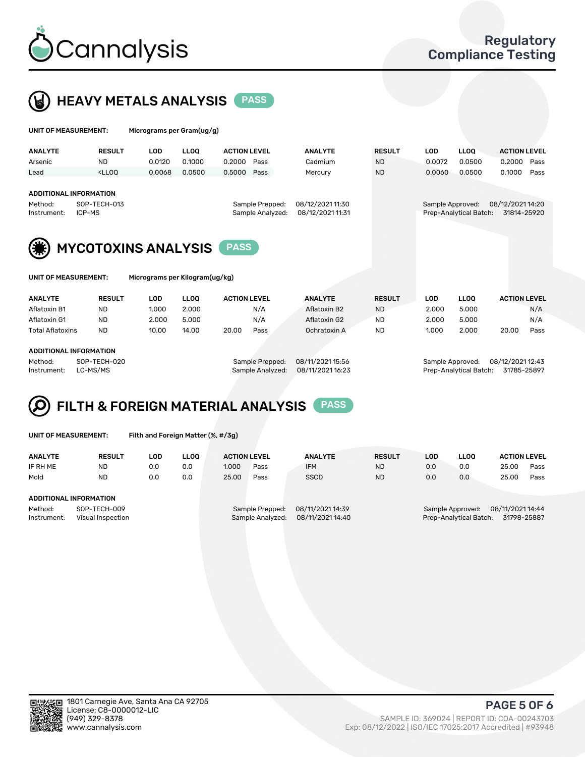## HEAVY METALS ANALYSIS PASS

**UNIT OF MEASUREMENT:** Micrograms per Gram(ug/g)

| ANALYTE | RESULT | LOD | LLOQ | ACTION LEVEL | | ANALYTE | RESULT | LOD | LLOQ | ACTION LEVEL | |
|---|---|---|---|---|---|---|---|---|---|---|---|
| Arsenic | ND | 0.0120 | 0.1000 | 0.2000 | Pass | Cadmium | ND | 0.0072 | 0.0500 | 0.2000 | Pass |
| Lead | <LLOQ | 0.0068 | 0.0500 | 0.5000 | Pass | Mercury | ND | 0.0060 | 0.0500 | 0.1000 | Pass |

**ADDITIONAL INFORMATION**

Method: SOP-TECH-013
Instrument: ICP-MS
Sample Prepped: 08/12/2021 11:30
Sample Analyzed: 08/12/2021 11:31
Sample Approved: 08/12/2021 14:20
Prep-Analytical Batch: 31814-25920

## MYCOTOXINS ANALYSIS PASS

**UNIT OF MEASUREMENT:** Micrograms per Kilogram(ug/kg)

| ANALYTE | RESULT | LOD | LLOQ | ACTION LEVEL | | ANALYTE | RESULT | LOD | LLOQ | ACTION LEVEL | |
|---|---|---|---|---|---|---|---|---|---|---|---|
| Aflatoxin B1 | ND | 1.000 | 2.000 | | N/A | Aflatoxin B2 | ND | 2.000 | 5.000 | | N/A |
| Aflatoxin G1 | ND | 2.000 | 5.000 | | N/A | Aflatoxin G2 | ND | 2.000 | 5.000 | | N/A |
| Total Aflatoxins | ND | 10.00 | 14.00 | 20.00 | Pass | Ochratoxin A | ND | 1.000 | 2.000 | 20.00 | Pass |

**ADDITIONAL INFORMATION**

Method: SOP-TECH-020
Instrument: LC-MS/MS
Sample Prepped: 08/11/2021 15:56
Sample Analyzed: 08/11/2021 16:23
Sample Approved: 08/12/2021 12:43
Prep-Analytical Batch: 31785-25897

## FILTH & FOREIGN MATERIAL ANALYSIS PASS

**UNIT OF MEASUREMENT:** Filth and Foreign Matter (%, #/3g)

| ANALYTE | RESULT | LOD | LLOQ | ACTION LEVEL | | ANALYTE | RESULT | LOD | LLOQ | ACTION LEVEL | |
|---|---|---|---|---|---|---|---|---|---|---|---|
| IF RH ME | ND | 0.0 | 0.0 | 1.000 | Pass | IFM | ND | 0.0 | 0.0 | 25.00 | Pass |
| Mold | ND | 0.0 | 0.0 | 25.00 | Pass | SSCD | ND | 0.0 | 0.0 | 25.00 | Pass |

**ADDITIONAL INFORMATION**

Method: SOP-TECH-009
Instrument: Visual Inspection
Sample Prepped: 08/11/2021 14:39
Sample Analyzed: 08/11/2021 14:40
Sample Approved: 08/11/2021 14:44
Prep-Analytical Batch: 31798-25887

1801 Carnegie Ave, Santa Ana CA 92705
License: C8-0000012-LIC
(949) 329-8378
www.cannalysis.com

SAMPLE ID: 369024 | REPORT ID: COA-00243703
Exp: 08/12/2022 | ISO/IEC 17025:2017 Accredited | #93948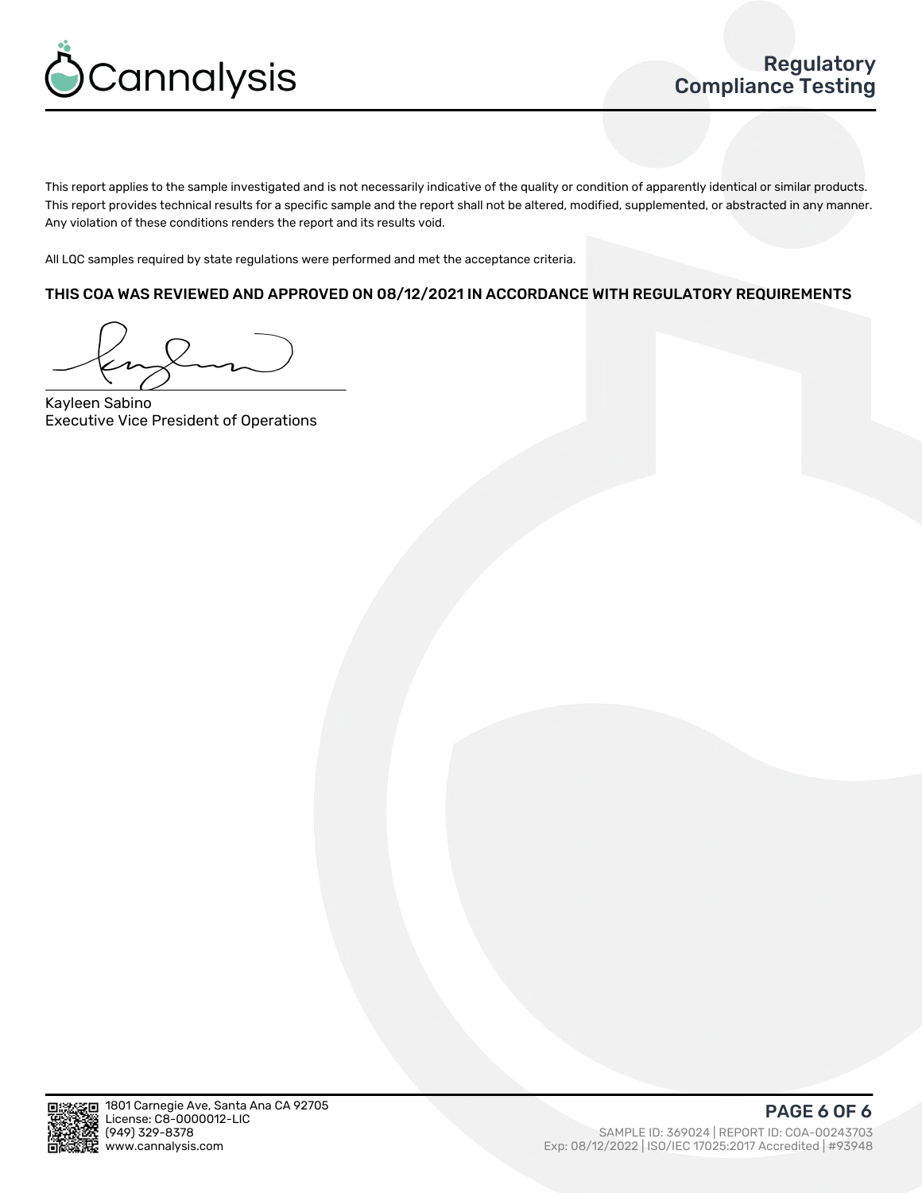This report applies to the sample investigated and is not necessarily indicative of the quality or condition of apparently identical or similar products. This report provides technical results for a specific sample and the report shall not be altered, modified, supplemented, or abstracted in any manner. Any violation of these conditions renders the report and its results void.

All LQC samples required by state regulations were performed and met the acceptance criteria.

**THIS COA WAS REVIEWED AND APPROVED ON 08/12/2021 IN ACCORDANCE WITH REGULATORY REQUIREMENTS**

Kayleen Sabino
Executive Vice President of Operations